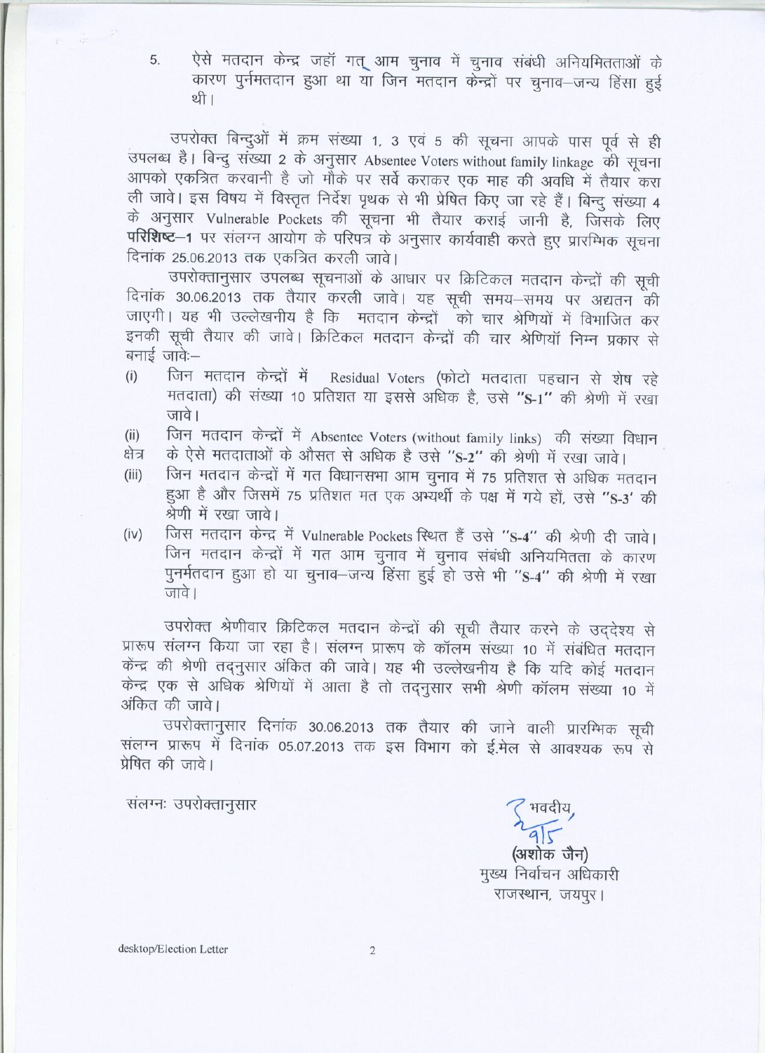5. ऐसे मतदान केन्द्र जहाँ गत् आम चुनाव में चुनाव संबंधी अनियमितताओं के कारण पुर्नमतदान हुआ था या जिन मतदान केन्द्रों पर चुनाव–जन्य हिंसा हुई थी।

उपरोक्त बिन्दुओं में क्रम संख्या 1, 3 एवं 5 की सूचना आपके पास पूर्व से ही उपलब्ध है। बिन्दु संख्या 2 के अनुसार Absentee Voters without family linkage की सूचना आपको एकत्रित करवानी है जो मौके पर सर्वे कराकर एक माह की अवधि में तैयार करा ली जावे। इस विषय में विस्तृत निर्देश पृथक से भी प्रेषित किए जा रहे हैं। बिन्दु संख्या 4 के अनुसार Vulnerable Pockets की सूचना भी तैयार कराई जानी है, जिसके लिए **परिशिष्ट–1** पर संलग्न आयोग के परिपत्र के अनुसार कार्यवाही करते हुए प्रारम्भिक सूचना दिनांक 25.06.2013 तक एकत्रित करली जावे।

उपरोक्तानुसार उपलब्ध सूचनाओं के आधार पर क्रिटिकल मतदान केन्द्रों की सूची दिनांक 30.06.2013 तक तैयार करली जावे। यह सूची समय–समय पर अद्यतन की जाएगी। यह भी उल्लेखनीय है कि मतदान केन्द्रों को चार श्रेणियों में विभाजित कर इनकी सूची तैयार की जावे। क्रिटिकल मतदान केन्द्रों की चार श्रेणियाँ निम्न प्रकार से बनाई जावेः–

(i) जिन मतदान केन्द्रों में Residual Voters (फोटो मतदाता पहचान से शेष रहे मतदाता) की संख्या 10 प्रतिशत या इससे अधिक है, उसे "S-1" की श्रेणी में रखा जावे।

(ii) जिन मतदान केन्द्रों में Absentee Voters (without family links) की संख्या विधान क्षेत्र के ऐसे मतदाताओं के औसत से अधिक है उसे "S-2" की श्रेणी में रखा जावे।

(iii) जिन मतदान केन्द्रों में गत विधानसभा आम चुनाव में 75 प्रतिशत से अधिक मतदान हुआ है और जिसमें 75 प्रतिशत मत एक अभ्यर्थी के पक्ष में गये हों, उसे "S-3' की श्रेणी में रखा जावे।

(iv) जिस मतदान केन्द्र में Vulnerable Pockets स्थित हैं उसे "S-4" की श्रेणी दी जावे। जिन मतदान केन्द्रों में गत आम चुनाव में चुनाव संबंधी अनियमितता के कारण पुनर्मतदान हुआ हो या चुनाव–जन्य हिंसा हुई हो उसे भी "S-4" की श्रेणी में रखा जावे।

उपरोक्त श्रेणीवार क्रिटिकल मतदान केन्द्रों की सूची तैयार करने के उद्देश्य से प्रारूप संलग्न किया जा रहा है। संलग्न प्रारूप के कॉलम संख्या 10 में संबंधित मतदान केन्द्र की श्रेणी तद्नुसार अंकित की जावे। यह भी उल्लेखनीय है कि यदि कोई मतदान केन्द्र एक से अधिक श्रेणियों में आता है तो तद्नुसार सभी श्रेणी कॉलम संख्या 10 में अंकित की जावे।

उपरोक्तानुसार दिनांक 30.06.2013 तक तैयार की जाने वाली प्रारम्भिक सूची संलग्न प्रारूप में दिनांक 05.07.2013 तक इस विभाग को ई.मेल से आवश्यक रूप से प्रेषित की जावे।

संलग्नः उपरोक्तानुसार

भवदीय,

(अशोक जैन)
मुख्य निर्वाचन अधिकारी
राजस्थान, जयपुर।

desktop/Election Letter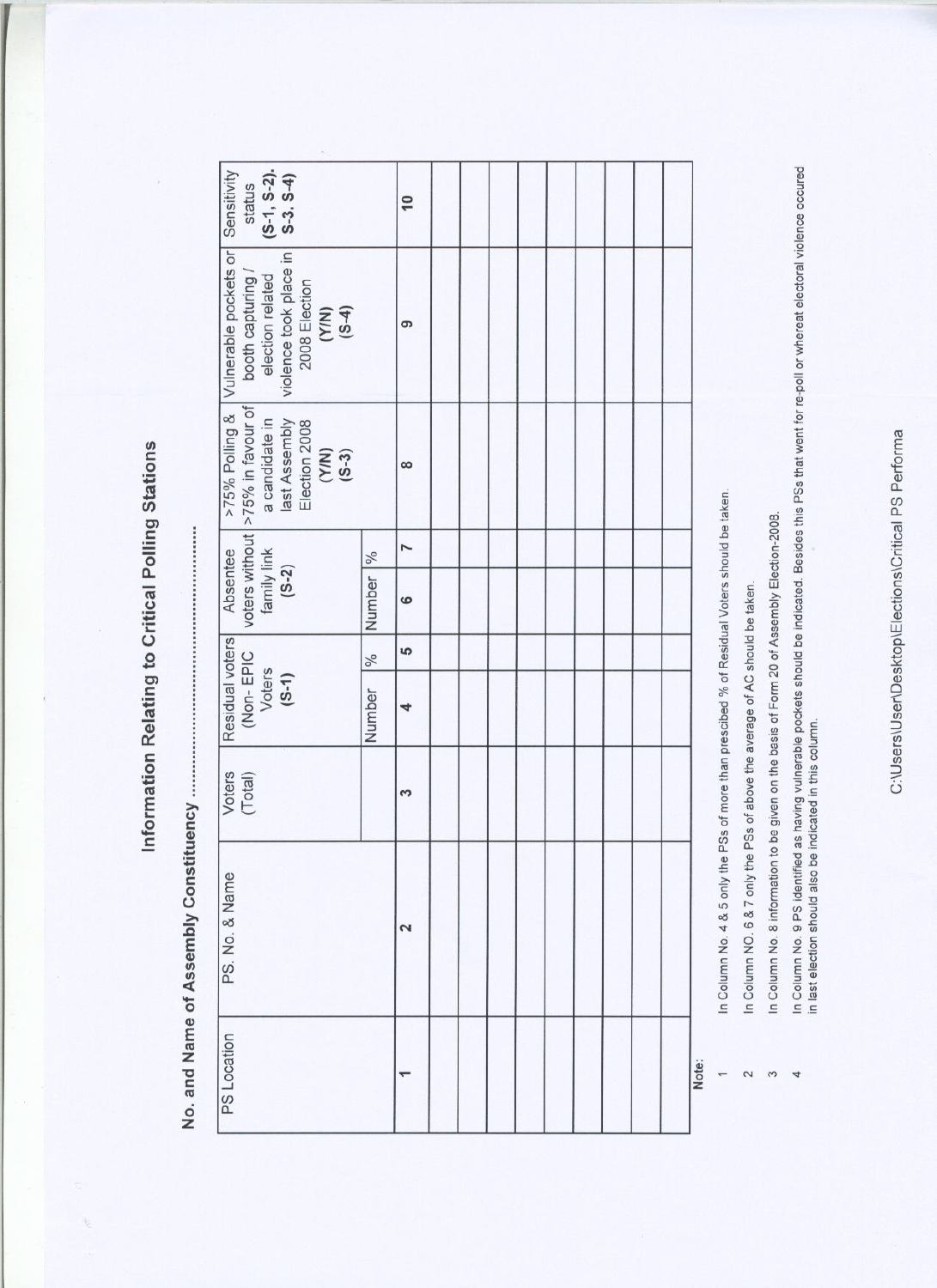# Information Relating to Critical Polling Stations

**No. and Name of Assembly Constituency ..........................................**

| PS Location | PS. No. & Name | Voters (Total) | Residual voters (Non- EPIC Voters (S-1) | | Absentee voters without family link (S-2) | | >75% Polling & >75% in favour of a candidate in last Assembly Election 2008 (Y/N) (S-3) | Vulnerable pockets or booth capturing / election related violence took place in 2008 Election (Y/N) (S-4) | Sensitivity status (S-1, S-2). S-3. S-4) |
|---|---|---|---|---|---|---|---|---|---|
| | | | Number | % | Number | % | | | |
| 1 | 2 | 3 | 4 | 5 | 6 | 7 | 8 | 9 | 10 |
| | | | | | | | | | |
| | | | | | | | | | |
| | | | | | | | | | |
| | | | | | | | | | |
| | | | | | | | | | |
| | | | | | | | | | |
| | | | | | | | | | |
| | | | | | | | | | |
| | | | | | | | | | |

Note:

1. In Column No. 4 & 5 only the PSs of more than prescibed % of Residual Voters should be taken.
2. In Column NO. 6 & 7 only the PSs of above the average of AC should be taken.
3. In Column No. 8 information to be given on the basis of Form 20 of Assembly Election-2008.
4. In Column No. 9 PS identified as having vulnerable pockets should be indicated. Besides this PSs that went for re-poll or whereat electoral violence occured in last election should also be indicated in this column.

C:\Users\User\Desktop\Elections\Critical PS Performa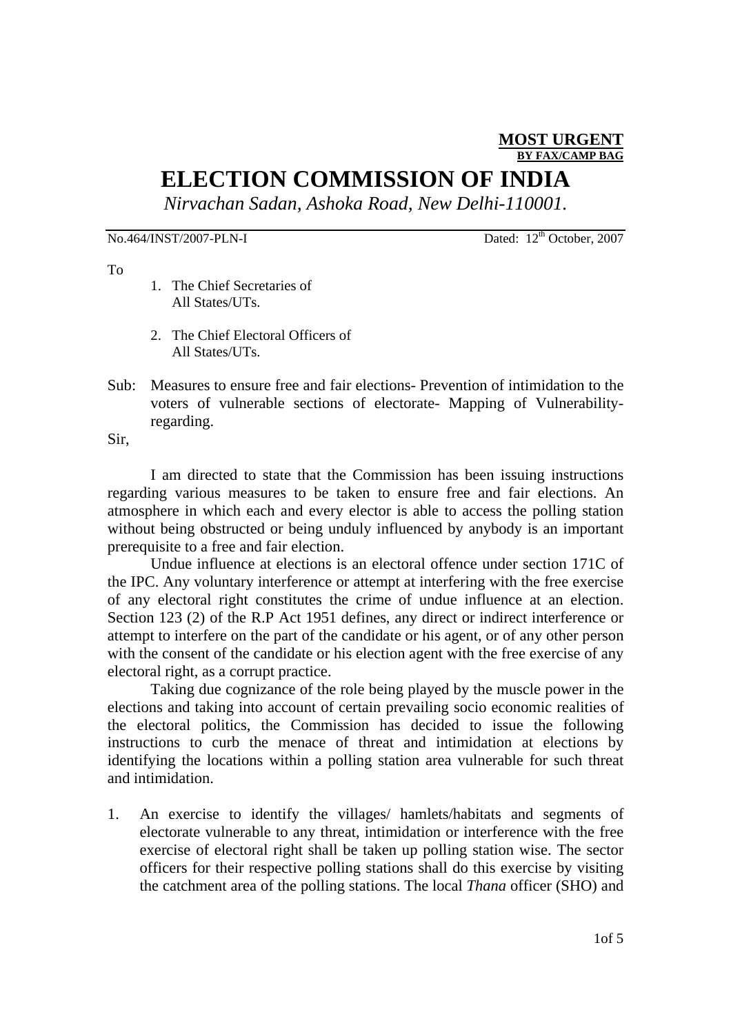**MOST URGENT**
**BY FAX/CAMP BAG**

# ELECTION COMMISSION OF INDIA

*Nirvachan Sadan, Ashoka Road, New Delhi-110001.*

No.464/INST/2007-PLN-I Dated: 12th October, 2007

To

1. The Chief Secretaries of All States/UTs.

2. The Chief Electoral Officers of All States/UTs.

Sub: Measures to ensure free and fair elections- Prevention of intimidation to the voters of vulnerable sections of electorate- Mapping of Vulnerability-regarding.

Sir,

I am directed to state that the Commission has been issuing instructions regarding various measures to be taken to ensure free and fair elections. An atmosphere in which each and every elector is able to access the polling station without being obstructed or being unduly influenced by anybody is an important prerequisite to a free and fair election.

Undue influence at elections is an electoral offence under section 171C of the IPC. Any voluntary interference or attempt at interfering with the free exercise of any electoral right constitutes the crime of undue influence at an election. Section 123 (2) of the R.P Act 1951 defines, any direct or indirect interference or attempt to interfere on the part of the candidate or his agent, or of any other person with the consent of the candidate or his election agent with the free exercise of any electoral right, as a corrupt practice.

Taking due cognizance of the role being played by the muscle power in the elections and taking into account of certain prevailing socio economic realities of the electoral politics, the Commission has decided to issue the following instructions to curb the menace of threat and intimidation at elections by identifying the locations within a polling station area vulnerable for such threat and intimidation.

1. An exercise to identify the villages/ hamlets/habitats and segments of electorate vulnerable to any threat, intimidation or interference with the free exercise of electoral right shall be taken up polling station wise. The sector officers for their respective polling stations shall do this exercise by visiting the catchment area of the polling stations. The local *Thana* officer (SHO) and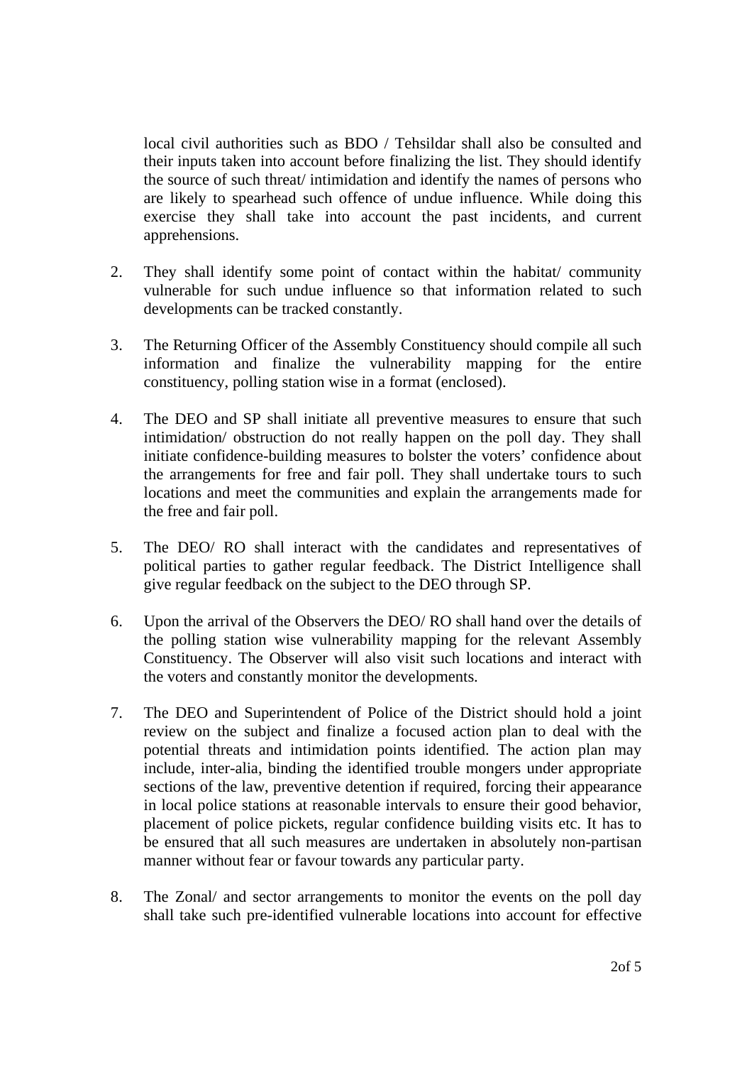local civil authorities such as BDO / Tehsildar shall also be consulted and their inputs taken into account before finalizing the list. They should identify the source of such threat/ intimidation and identify the names of persons who are likely to spearhead such offence of undue influence. While doing this exercise they shall take into account the past incidents, and current apprehensions.

2. They shall identify some point of contact within the habitat/ community vulnerable for such undue influence so that information related to such developments can be tracked constantly.

3. The Returning Officer of the Assembly Constituency should compile all such information and finalize the vulnerability mapping for the entire constituency, polling station wise in a format (enclosed).

4. The DEO and SP shall initiate all preventive measures to ensure that such intimidation/ obstruction do not really happen on the poll day. They shall initiate confidence-building measures to bolster the voters' confidence about the arrangements for free and fair poll. They shall undertake tours to such locations and meet the communities and explain the arrangements made for the free and fair poll.

5. The DEO/ RO shall interact with the candidates and representatives of political parties to gather regular feedback. The District Intelligence shall give regular feedback on the subject to the DEO through SP.

6. Upon the arrival of the Observers the DEO/ RO shall hand over the details of the polling station wise vulnerability mapping for the relevant Assembly Constituency. The Observer will also visit such locations and interact with the voters and constantly monitor the developments.

7. The DEO and Superintendent of Police of the District should hold a joint review on the subject and finalize a focused action plan to deal with the potential threats and intimidation points identified. The action plan may include, inter-alia, binding the identified trouble mongers under appropriate sections of the law, preventive detention if required, forcing their appearance in local police stations at reasonable intervals to ensure their good behavior, placement of police pickets, regular confidence building visits etc. It has to be ensured that all such measures are undertaken in absolutely non-partisan manner without fear or favour towards any particular party.

8. The Zonal/ and sector arrangements to monitor the events on the poll day shall take such pre-identified vulnerable locations into account for effective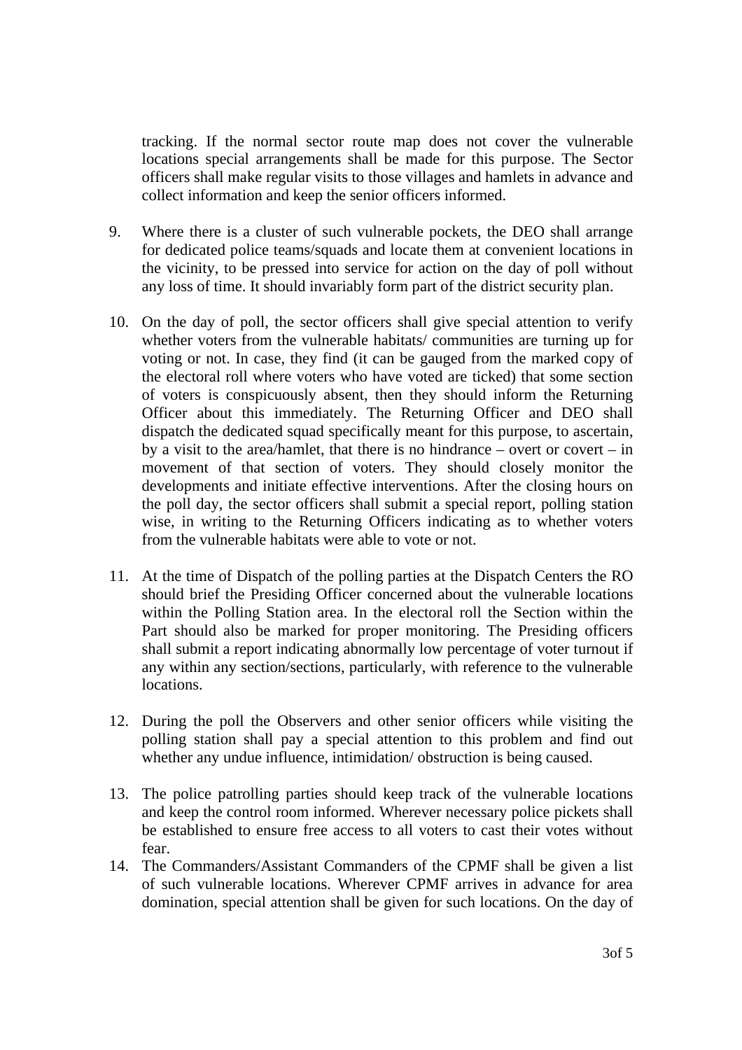tracking. If the normal sector route map does not cover the vulnerable locations special arrangements shall be made for this purpose. The Sector officers shall make regular visits to those villages and hamlets in advance and collect information and keep the senior officers informed.

9. Where there is a cluster of such vulnerable pockets, the DEO shall arrange for dedicated police teams/squads and locate them at convenient locations in the vicinity, to be pressed into service for action on the day of poll without any loss of time. It should invariably form part of the district security plan.

10. On the day of poll, the sector officers shall give special attention to verify whether voters from the vulnerable habitats/ communities are turning up for voting or not. In case, they find (it can be gauged from the marked copy of the electoral roll where voters who have voted are ticked) that some section of voters is conspicuously absent, then they should inform the Returning Officer about this immediately. The Returning Officer and DEO shall dispatch the dedicated squad specifically meant for this purpose, to ascertain, by a visit to the area/hamlet, that there is no hindrance – overt or covert – in movement of that section of voters. They should closely monitor the developments and initiate effective interventions. After the closing hours on the poll day, the sector officers shall submit a special report, polling station wise, in writing to the Returning Officers indicating as to whether voters from the vulnerable habitats were able to vote or not.

11. At the time of Dispatch of the polling parties at the Dispatch Centers the RO should brief the Presiding Officer concerned about the vulnerable locations within the Polling Station area. In the electoral roll the Section within the Part should also be marked for proper monitoring. The Presiding officers shall submit a report indicating abnormally low percentage of voter turnout if any within any section/sections, particularly, with reference to the vulnerable locations.

12. During the poll the Observers and other senior officers while visiting the polling station shall pay a special attention to this problem and find out whether any undue influence, intimidation/ obstruction is being caused.

13. The police patrolling parties should keep track of the vulnerable locations and keep the control room informed. Wherever necessary police pickets shall be established to ensure free access to all voters to cast their votes without fear.

14. The Commanders/Assistant Commanders of the CPMF shall be given a list of such vulnerable locations. Wherever CPMF arrives in advance for area domination, special attention shall be given for such locations. On the day of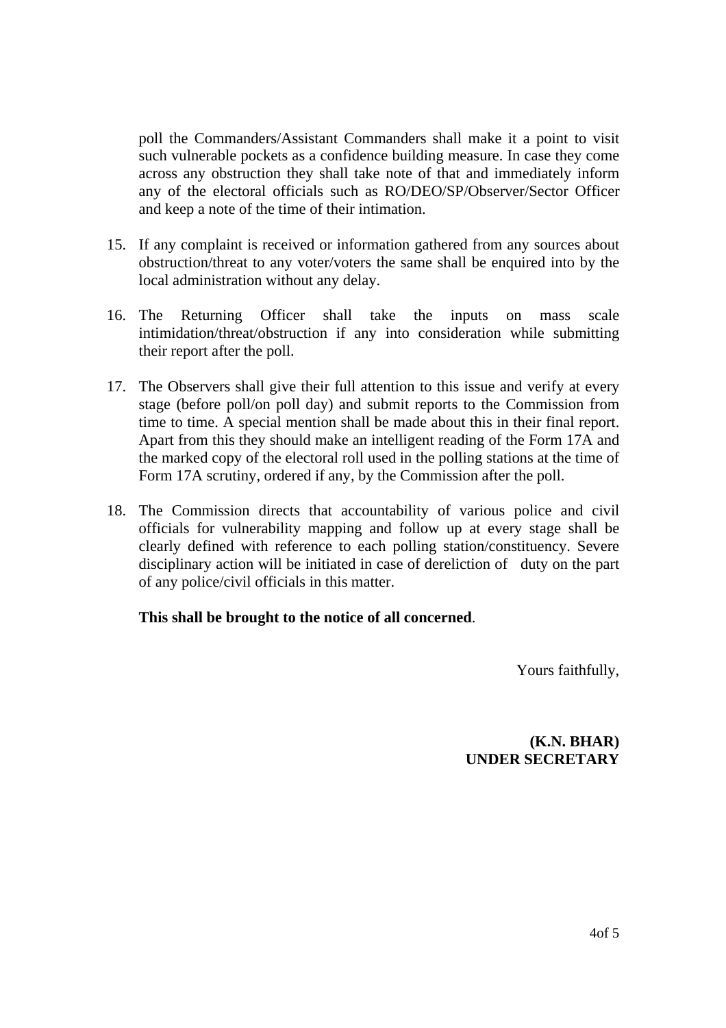poll the Commanders/Assistant Commanders shall make it a point to visit such vulnerable pockets as a confidence building measure. In case they come across any obstruction they shall take note of that and immediately inform any of the electoral officials such as RO/DEO/SP/Observer/Sector Officer and keep a note of the time of their intimation.

15. If any complaint is received or information gathered from any sources about obstruction/threat to any voter/voters the same shall be enquired into by the local administration without any delay.

16. The Returning Officer shall take the inputs on mass scale intimidation/threat/obstruction if any into consideration while submitting their report after the poll.

17. The Observers shall give their full attention to this issue and verify at every stage (before poll/on poll day) and submit reports to the Commission from time to time. A special mention shall be made about this in their final report. Apart from this they should make an intelligent reading of the Form 17A and the marked copy of the electoral roll used in the polling stations at the time of Form 17A scrutiny, ordered if any, by the Commission after the poll.

18. The Commission directs that accountability of various police and civil officials for vulnerability mapping and follow up at every stage shall be clearly defined with reference to each polling station/constituency. Severe disciplinary action will be initiated in case of dereliction of duty on the part of any police/civil officials in this matter.

**This shall be brought to the notice of all concerned**.

Yours faithfully,

**(K.N. BHAR)**
**UNDER SECRETARY**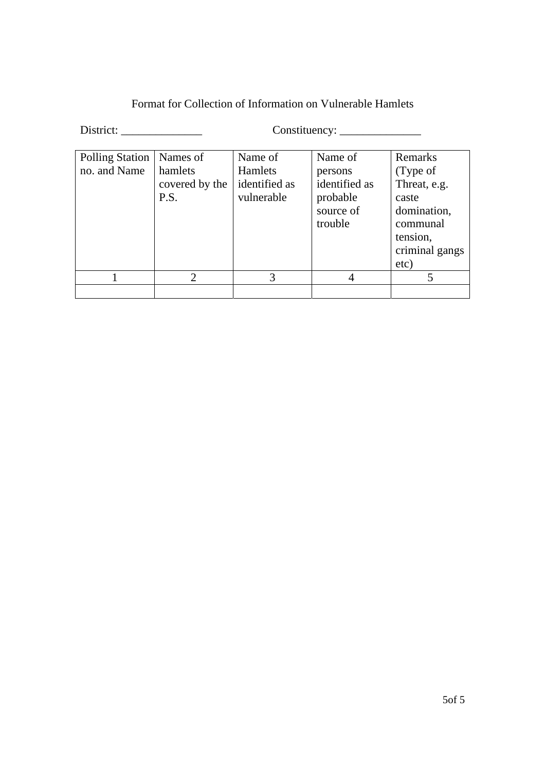Format for Collection of Information on Vulnerable Hamlets

District: ______________ Constituency: ______________

| Polling Station no. and Name | Names of hamlets covered by the P.S. | Name of Hamlets identified as vulnerable | Name of persons identified as probable source of trouble | Remarks (Type of Threat, e.g. caste domination, communal tension, criminal gangs etc) |
|---|---|---|---|---|
| 1 | 2 | 3 | 4 | 5 |
| | | | | |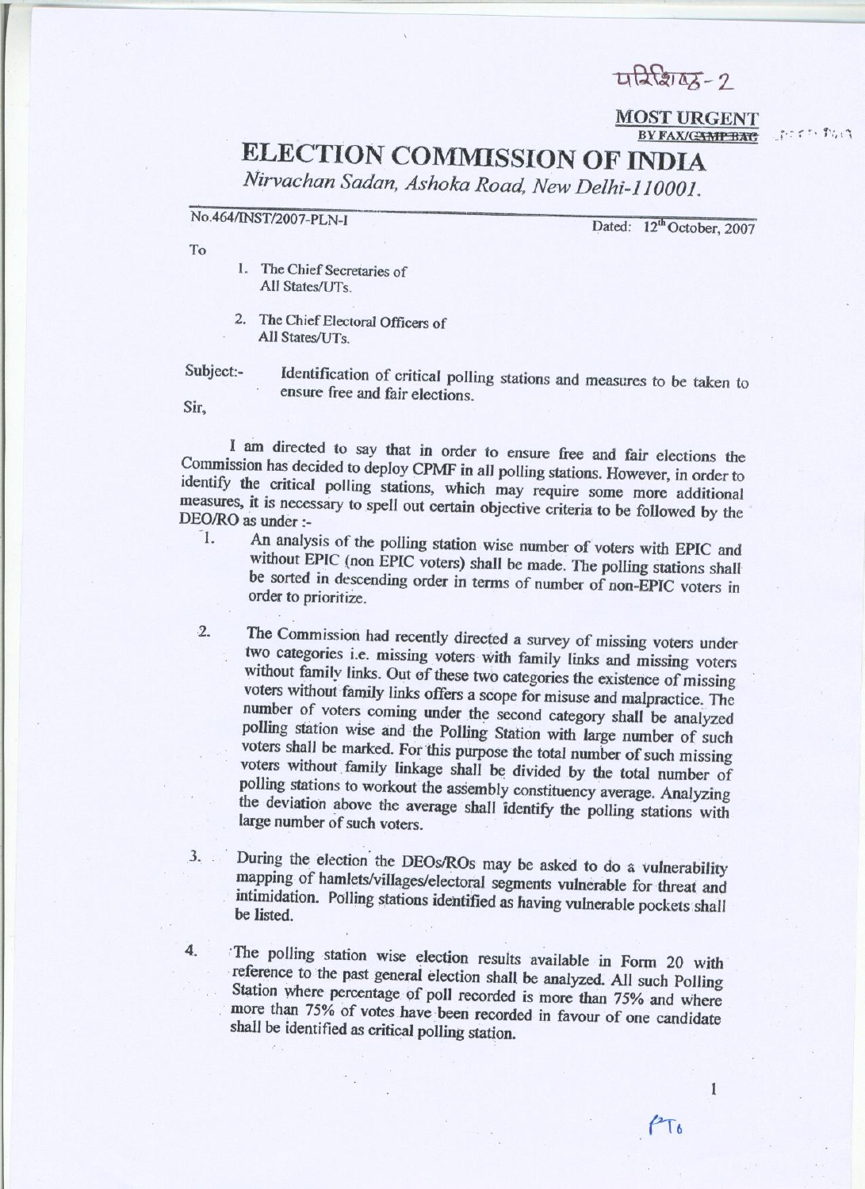परिशिष्ट-2

**MOST URGENT**
BY FAX/~~CAMP BAG~~

# ELECTION COMMISSION OF INDIA

*Nirvachan Sadan, Ashoka Road, New Delhi-110001.*

No.464/INST/2007-PLN-I Dated: 12th October, 2007

To

1. The Chief Secretaries of All States/UTs.
2. The Chief Electoral Officers of All States/UTs.

Subject:- Identification of critical polling stations and measures to be taken to ensure free and fair elections.

Sir,

I am directed to say that in order to ensure free and fair elections the Commission has decided to deploy CPMF in all polling stations. However, in order to identify the critical polling stations, which may require some more additional measures, it is necessary to spell out certain objective criteria to be followed by the DEO/RO as under :-

1. An analysis of the polling station wise number of voters with EPIC and without EPIC (non EPIC voters) shall be made. The polling stations shall be sorted in descending order in terms of number of non-EPIC voters in order to prioritize.

2. The Commission had recently directed a survey of missing voters under two categories i.e. missing voters with family links and missing voters without family links. Out of these two categories the existence of missing voters without family links offers a scope for misuse and malpractice. The number of voters coming under the second category shall be analyzed polling station wise and the Polling Station with large number of such voters shall be marked. For this purpose the total number of such missing voters without family linkage shall be divided by the total number of polling stations to workout the assembly constituency average. Analyzing the deviation above the average shall identify the polling stations with large number of such voters.

3. During the election the DEOs/ROs may be asked to do a vulnerability mapping of hamlets/villages/electoral segments vulnerable for threat and intimidation. Polling stations identified as having vulnerable pockets shall be listed.

4. The polling station wise election results available in Form 20 with reference to the past general election shall be analyzed. All such Polling Station where percentage of poll recorded is more than 75% and where more than 75% of votes have been recorded in favour of one candidate shall be identified as critical polling station.

PTO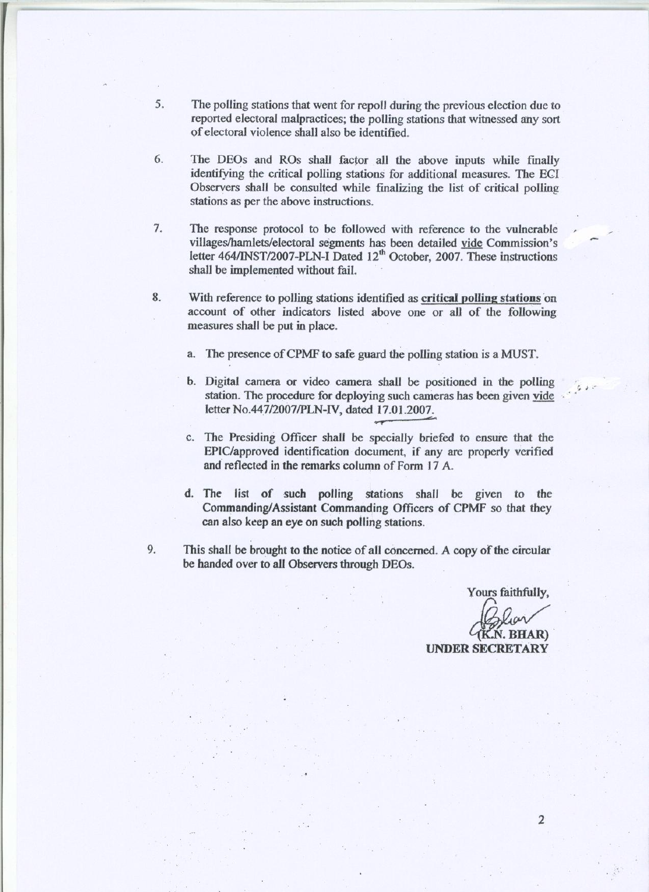5. The polling stations that went for repoll during the previous election due to reported electoral malpractices; the polling stations that witnessed any sort of electoral violence shall also be identified.

6. The DEOs and ROs shall factor all the above inputs while finally identifying the critical polling stations for additional measures. The ECI Observers shall be consulted while finalizing the list of critical polling stations as per the above instructions.

7. The response protocol to be followed with reference to the vulnerable villages/hamlets/electoral segments has been detailed vide Commission's letter 464/INST/2007-PLN-I Dated 12th October, 2007. These instructions shall be implemented without fail.

8. With reference to polling stations identified as **critical polling stations** on account of other indicators listed above one or all of the following measures shall be put in place.

   a. The presence of CPMF to safe guard the polling station is a MUST.

   b. Digital camera or video camera shall be positioned in the polling station. The procedure for deploying such cameras has been given vide letter No.447/2007/PLN-IV, dated 17.01.2007.

   c. The Presiding Officer shall be specially briefed to ensure that the EPIC/approved identification document, if any are properly verified and reflected in the remarks column of Form 17 A.

   d. The list of such polling stations shall be given to the Commanding/Assistant Commanding Officers of CPMF so that they can also keep an eye on such polling stations.

9. This shall be brought to the notice of all concerned. A copy of the circular be handed over to all Observers through DEOs.

Yours faithfully,

(K.N. BHAR)
**UNDER SECRETARY**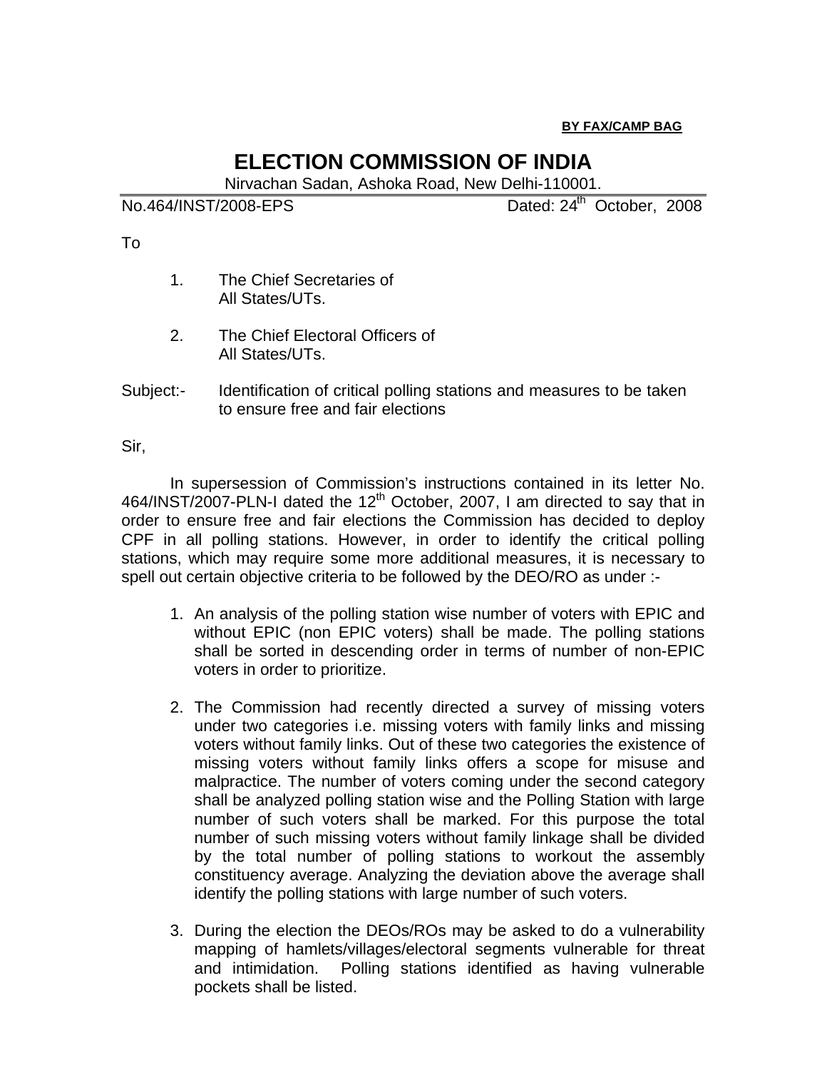**BY FAX/CAMP BAG**

# ELECTION COMMISSION OF INDIA

Nirvachan Sadan, Ashoka Road, New Delhi-110001.

No.464/INST/2008-EPS    Dated: 24th October, 2008

To

1. The Chief Secretaries of
   All States/UTs.

2. The Chief Electoral Officers of
   All States/UTs.

Subject:- Identification of critical polling stations and measures to be taken to ensure free and fair elections

Sir,

In supersession of Commission's instructions contained in its letter No. 464/INST/2007-PLN-I dated the 12th October, 2007, I am directed to say that in order to ensure free and fair elections the Commission has decided to deploy CPF in all polling stations. However, in order to identify the critical polling stations, which may require some more additional measures, it is necessary to spell out certain objective criteria to be followed by the DEO/RO as under :-

1. An analysis of the polling station wise number of voters with EPIC and without EPIC (non EPIC voters) shall be made. The polling stations shall be sorted in descending order in terms of number of non-EPIC voters in order to prioritize.

2. The Commission had recently directed a survey of missing voters under two categories i.e. missing voters with family links and missing voters without family links. Out of these two categories the existence of missing voters without family links offers a scope for misuse and malpractice. The number of voters coming under the second category shall be analyzed polling station wise and the Polling Station with large number of such voters shall be marked. For this purpose the total number of such missing voters without family linkage shall be divided by the total number of polling stations to workout the assembly constituency average. Analyzing the deviation above the average shall identify the polling stations with large number of such voters.

3. During the election the DEOs/ROs may be asked to do a vulnerability mapping of hamlets/villages/electoral segments vulnerable for threat and intimidation. Polling stations identified as having vulnerable pockets shall be listed.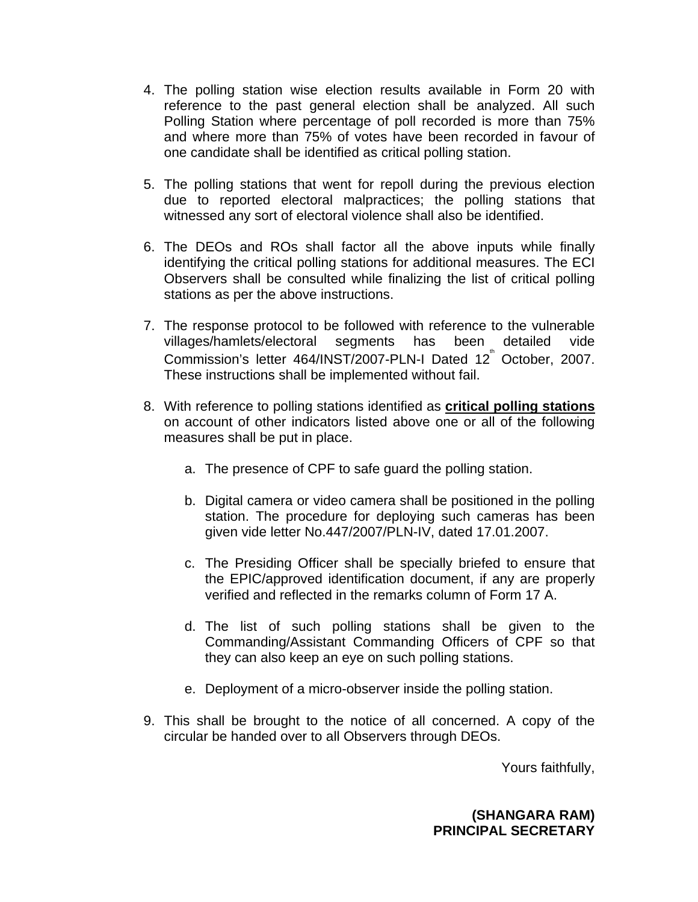4. The polling station wise election results available in Form 20 with reference to the past general election shall be analyzed. All such Polling Station where percentage of poll recorded is more than 75% and where more than 75% of votes have been recorded in favour of one candidate shall be identified as critical polling station.

5. The polling stations that went for repoll during the previous election due to reported electoral malpractices; the polling stations that witnessed any sort of electoral violence shall also be identified.

6. The DEOs and ROs shall factor all the above inputs while finally identifying the critical polling stations for additional measures. The ECI Observers shall be consulted while finalizing the list of critical polling stations as per the above instructions.

7. The response protocol to be followed with reference to the vulnerable villages/hamlets/electoral segments has been detailed vide Commission's letter 464/INST/2007-PLN-I Dated 12th October, 2007. These instructions shall be implemented without fail.

8. With reference to polling stations identified as **critical polling stations** on account of other indicators listed above one or all of the following measures shall be put in place.

   a. The presence of CPF to safe guard the polling station.

   b. Digital camera or video camera shall be positioned in the polling station. The procedure for deploying such cameras has been given vide letter No.447/2007/PLN-IV, dated 17.01.2007.

   c. The Presiding Officer shall be specially briefed to ensure that the EPIC/approved identification document, if any are properly verified and reflected in the remarks column of Form 17 A.

   d. The list of such polling stations shall be given to the Commanding/Assistant Commanding Officers of CPF so that they can also keep an eye on such polling stations.

   e. Deployment of a micro-observer inside the polling station.

9. This shall be brought to the notice of all concerned. A copy of the circular be handed over to all Observers through DEOs.

Yours faithfully,

**(SHANGARA RAM)**
**PRINCIPAL SECRETARY**